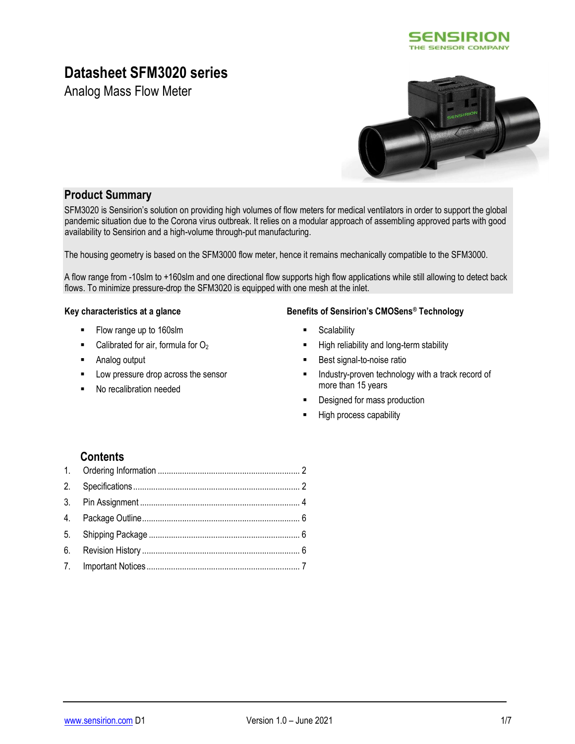# Datasheet SFM3020 series

Analog Mass Flow Meter

## Product Summary

SFM3020 is Sensirion's solution on providing high volumes of flow meters for medical ventilators in order to support the global pandemic situation due to the Corona virus outbreak. It relies on a modular approach of assembling approved parts with good availability to Sensirion and a high-volume through-put manufacturing.

The housing geometry is based on the SFM3000 flow meter, hence it remains mechanically compatible to the SFM3000.

A flow range from -10slm to +160slm and one directional flow supports high flow applications while still allowing to detect back flows. To minimize pressure-drop the SFM3020 is equipped with one mesh at the inlet.

### Key characteristics at a glance

- Flow range up to 160slm
- Calibrated for air, formula for $O_2$
- Analog output
- Low pressure drop across the sensor
- No recalibration needed

### Benefits of Sensirion's CMOSens® Technology

- Scalability
- High reliability and long-term stability
- Best signal-to-noise ratio
- Industry-proven technology with a track record of more than 15 years
- Designed for mass production
- High process capability

## Contents

1. Ordering Information ... 2
2. Specifications ... 2
3. Pin Assignment ... 4
4. Package Outline ... 6
5. Shipping Package ... 6
6. Revision History ... 6
7. Important Notices ... 7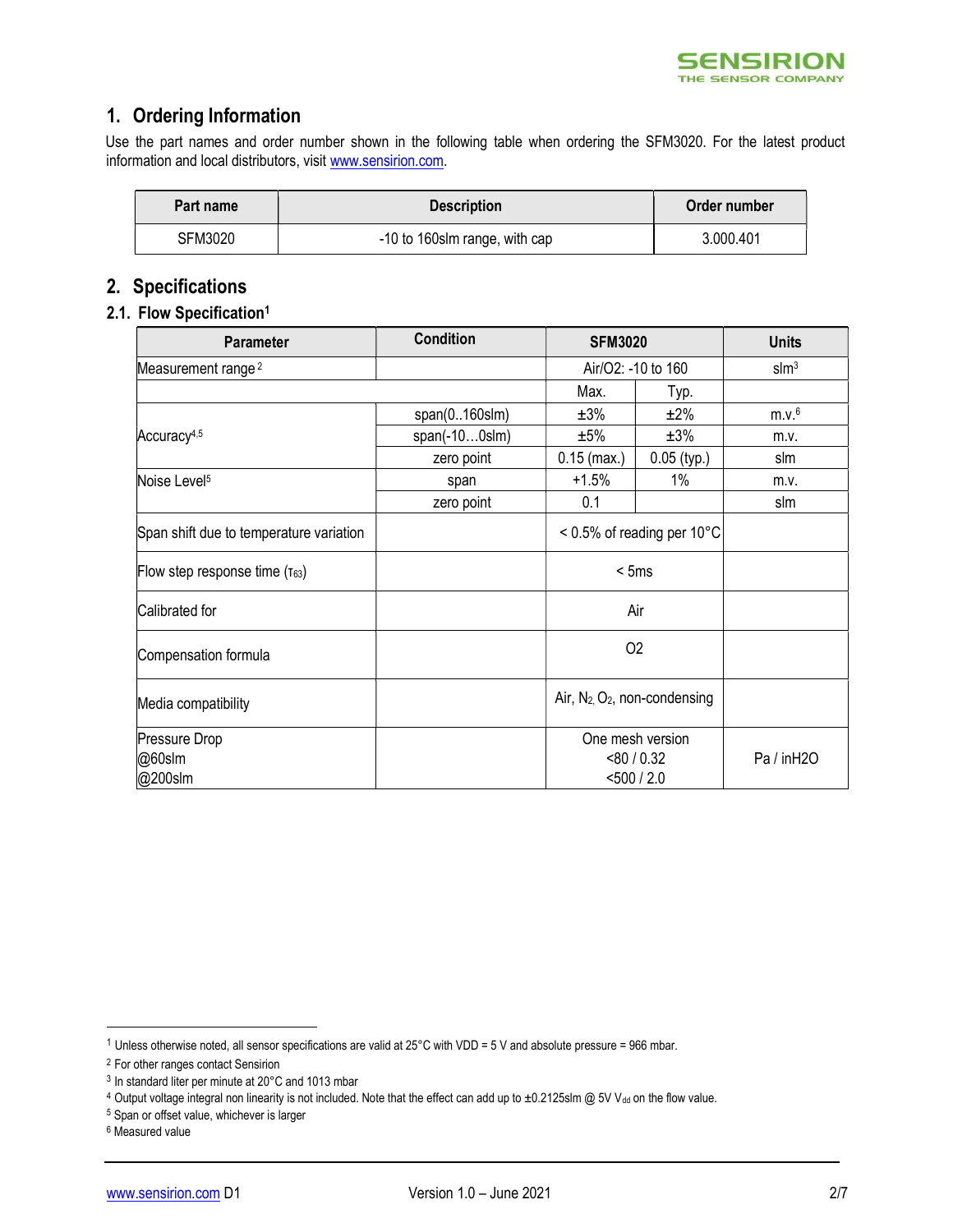## 1. Ordering Information

Use the part names and order number shown in the following table when ordering the SFM3020. For the latest product information and local distributors, visit www.sensirion.com.

| Part name | Description | Order number |
|---|---|---|
| SFM3020 | -10 to 160slm range, with cap | 3.000.401 |

## 2. Specifications

### 2.1. Flow Specification[1]

| Parameter | Condition | SFM3020 | | Units |
|---|---|---|---|---|
| Measurement range [2] | | Air/O2: -10 to 160 | | slm[3] |
| | | Max. | Typ. | |
| Accuracy[4,5] | span(0..160slm) | ±3% | ±2% | m.v.[6] |
| | span(-10…0slm) | ±5% | ±3% | m.v. |
| | zero point | 0.15 (max.) | 0.05 (typ.) | slm |
| Noise Level[5] | span | +1.5% | 1% | m.v. |
| | zero point | 0.1 | | slm |
| Span shift due to temperature variation | | < 0.5% of reading per 10°C | | |
| Flow step response time ($\tau_{63}$) | | < 5ms | | |
| Calibrated for | | Air | | |
| Compensation formula | | O2 | | |
| Media compatibility | | Air, $N_2$, $O_2$, non-condensing | | |
| Pressure Drop<br>@60slm<br>@200slm | | One mesh version<br><80 / 0.32<br><500 / 2.0 | | Pa / inH2O |

[1] Unless otherwise noted, all sensor specifications are valid at 25°C with VDD = 5 V and absolute pressure = 966 mbar.

[2] For other ranges contact Sensirion

[3] In standard liter per minute at 20°C and 1013 mbar

[4] Output voltage integral non linearity is not included. Note that the effect can add up to ±0.2125slm @ 5V $V_{dd}$ on the flow value.

[5] Span or offset value, whichever is larger

[6] Measured value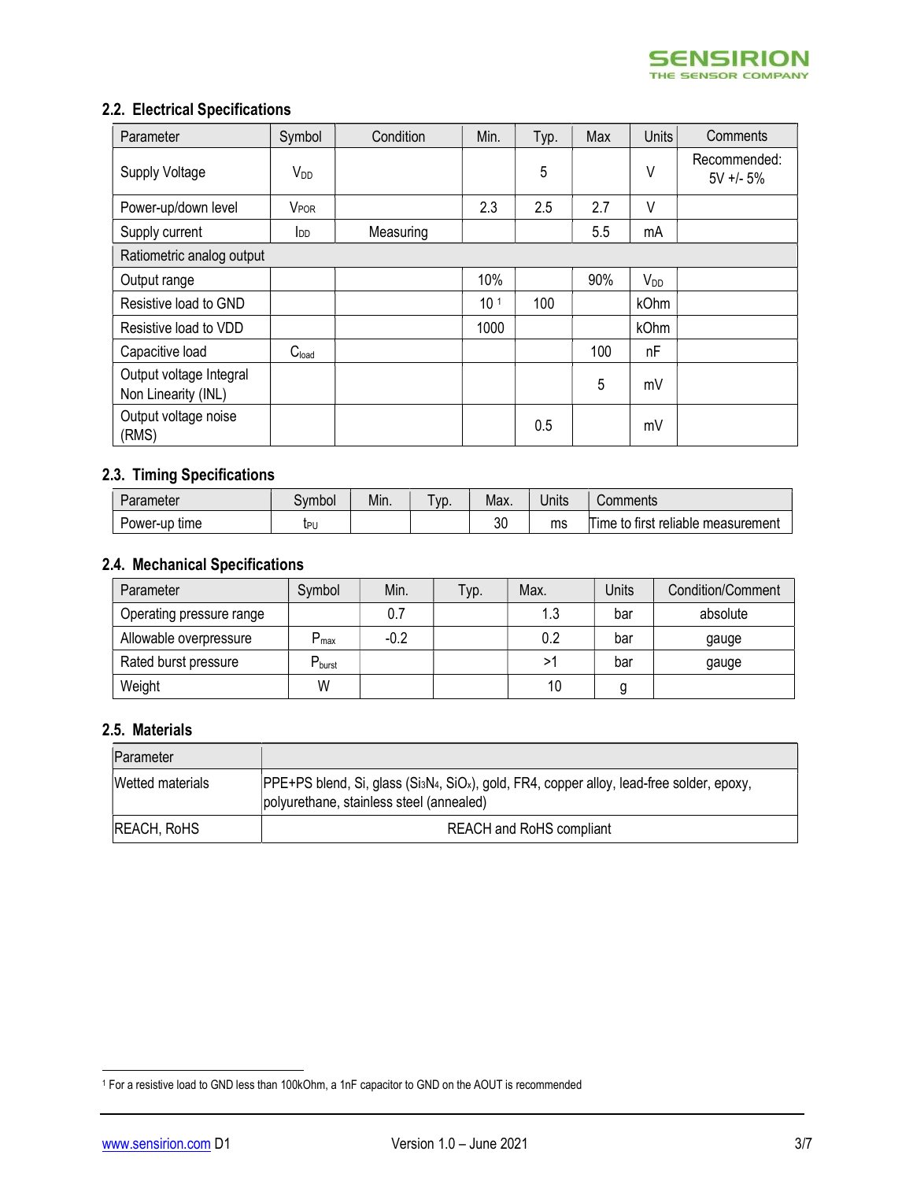## 2.2. Electrical Specifications

| Parameter | Symbol | Condition | Min. | Typ. | Max | Units | Comments |
|---|---|---|---|---|---|---|---|
| Supply Voltage | $V_{DD}$ | | | 5 | | V | Recommended: 5V +/- 5% |
| Power-up/down level | $V_{POR}$ | | 2.3 | 2.5 | 2.7 | V | |
| Supply current | $I_{DD}$ | Measuring | | | 5.5 | mA | |
| Ratiometric analog output | | | | | | | |
| Output range | | | 10% | | 90% | $V_{DD}$ | |
| Resistive load to GND | | | 10 [1] | 100 | | kOhm | |
| Resistive load to VDD | | | 1000 | | | kOhm | |
| Capacitive load | $C_{load}$ | | | | 100 | nF | |
| Output voltage Integral Non Linearity (INL) | | | | | 5 | mV | |
| Output voltage noise (RMS) | | | | 0.5 | | mV | |

## 2.3. Timing Specifications

| Parameter | Symbol | Min. | Typ. | Max. | Units | Comments |
|---|---|---|---|---|---|---|
| Power-up time | $t_{PU}$ | | | 30 | ms | Time to first reliable measurement |

## 2.4. Mechanical Specifications

| Parameter | Symbol | Min. | Typ. | Max. | Units | Condition/Comment |
|---|---|---|---|---|---|---|
| Operating pressure range | | 0.7 | | 1.3 | bar | absolute |
| Allowable overpressure | $P_{max}$ | -0.2 | | 0.2 | bar | gauge |
| Rated burst pressure | $P_{burst}$ | | | >1 | bar | gauge |
| Weight | W | | | 10 | g | |

## 2.5. Materials

| Parameter | |
|---|---|
| Wetted materials | PPE+PS blend, Si, glass ($Si_3N_4$, $SiO_x$), gold, FR4, copper alloy, lead-free solder, epoxy, polyurethane, stainless steel (annealed) |
| REACH, RoHS | REACH and RoHS compliant |

[1] For a resistive load to GND less than 100kOhm, a 1nF capacitor to GND on the AOUT is recommended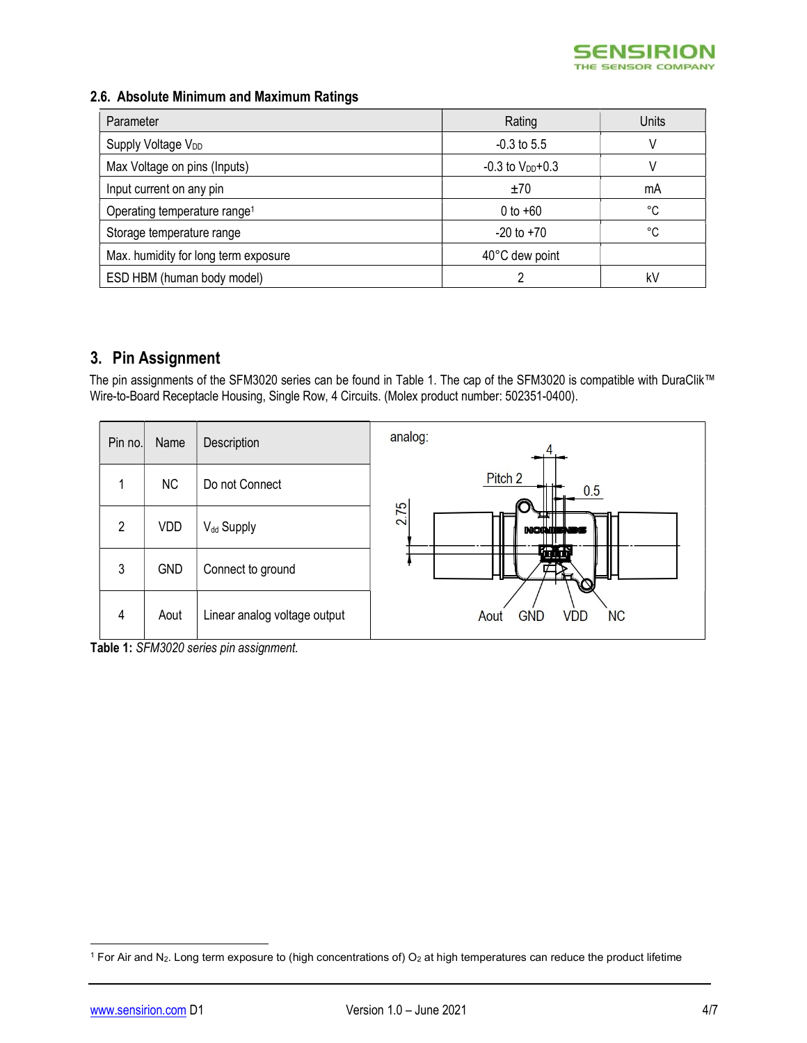## 2.6. Absolute Minimum and Maximum Ratings

| Parameter | Rating | Units |
|---|---|---|
| Supply Voltage $V_{DD}$ | -0.3 to 5.5 | V |
| Max Voltage on pins (Inputs) | -0.3 to $V_{DD}$+0.3 | V |
| Input current on any pin | ±70 | mA |
| Operating temperature range[1] | 0 to +60 | °C |
| Storage temperature range | -20 to +70 | °C |
| Max. humidity for long term exposure | 40°C dew point | |
| ESD HBM (human body model) | 2 | kV |

# 3. Pin Assignment

The pin assignments of the SFM3020 series can be found in Table 1. The cap of the SFM3020 is compatible with DuraClik™ Wire-to-Board Receptacle Housing, Single Row, 4 Circuits. (Molex product number: 502351-0400).

| Pin no. | Name | Description |
|---|---|---|
| 1 | NC | Do not Connect |
| 2 | VDD | $V_{dd}$ Supply |
| 3 | GND | Connect to ground |
| 4 | Aout | Linear analog voltage output |

analog: Pitch 2, 4, 0.5, 2.75 — Aout, GND, VDD, NC

**Table 1:** *SFM3020 series pin assignment.*

[1] For Air and $N_2$. Long term exposure to (high concentrations of) $O_2$ at high temperatures can reduce the product lifetime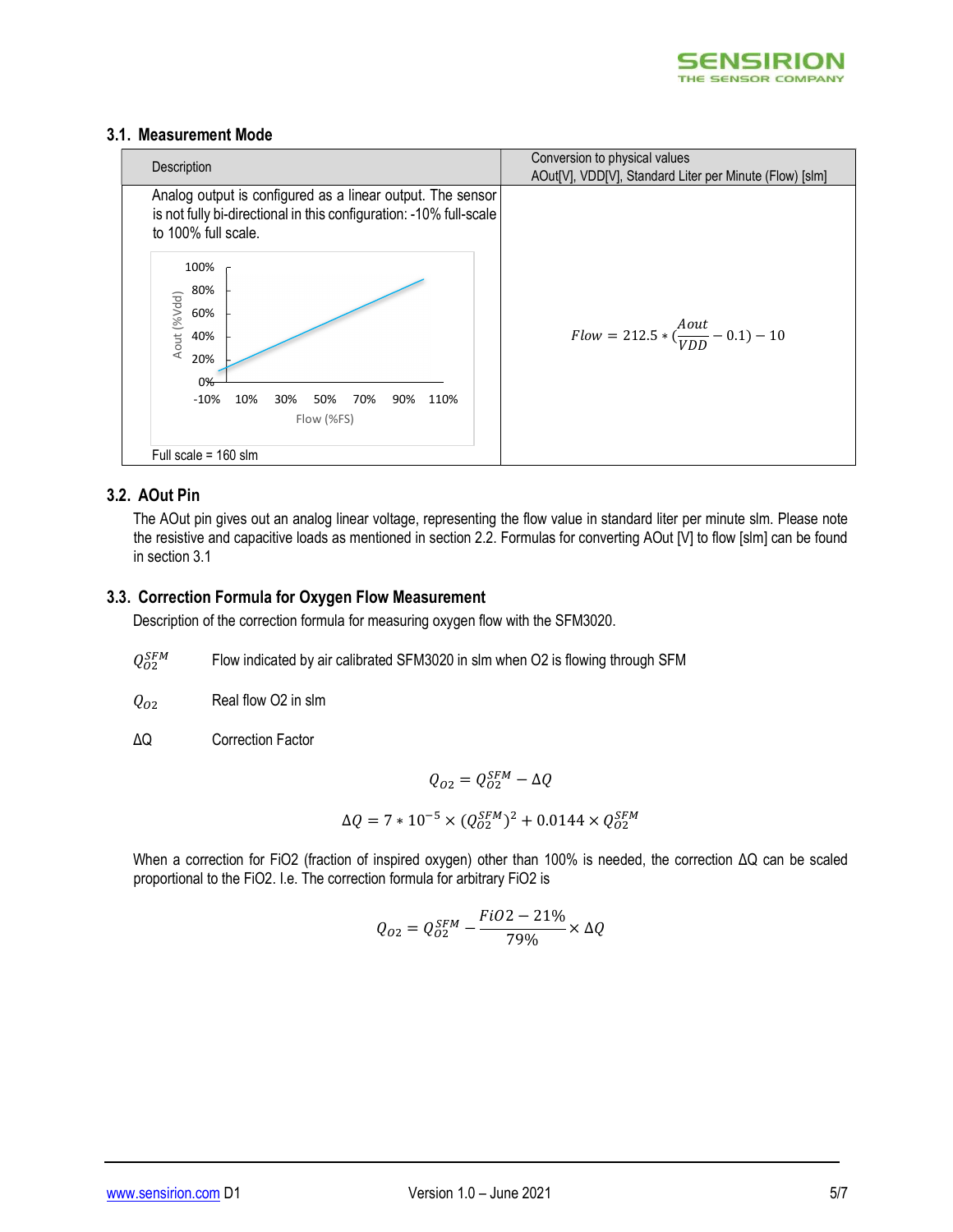### 3.1. Measurement Mode

| Description | Conversion to physical values<br>AOut[V], VDD[V], Standard Liter per Minute (Flow) [slm] |
|---|---|
| Analog output is configured as a linear output. The sensor is not fully bi-directional in this configuration: -10% full-scale to 100% full scale.<br><br>Full scale = 160 slm | $Flow = 212.5 * (\frac{Aout}{VDD} - 0.1) - 10$ |

### 3.2. AOut Pin

The AOut pin gives out an analog linear voltage, representing the flow value in standard liter per minute slm. Please note the resistive and capacitive loads as mentioned in section 2.2. Formulas for converting AOut [V] to flow [slm] can be found in section 3.1

### 3.3. Correction Formula for Oxygen Flow Measurement

Description of the correction formula for measuring oxygen flow with the SFM3020.

$Q_{O2}^{SFM}$ Flow indicated by air calibrated SFM3020 in slm when O2 is flowing through SFM

$Q_{O2}$ Real flow O2 in slm

$\Delta Q$ Correction Factor

$$Q_{O2} = Q_{O2}^{SFM} - \Delta Q$$

$$\Delta Q = 7 * 10^{-5} \times (Q_{O2}^{SFM})^2 + 0.0144 \times Q_{O2}^{SFM}$$

When a correction for FiO2 (fraction of inspired oxygen) other than 100% is needed, the correction ΔQ can be scaled proportional to the FiO2. I.e. The correction formula for arbitrary FiO2 is

$$Q_{O2} = Q_{O2}^{SFM} - \frac{FiO2 - 21\%}{79\%} \times \Delta Q$$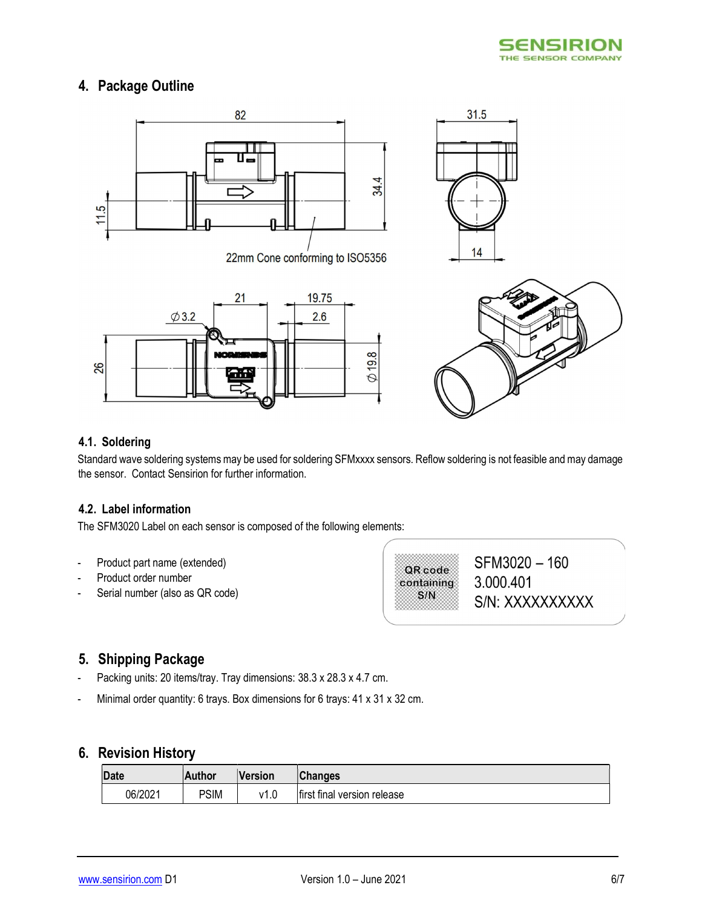## 4. Package Outline

### 4.1. Soldering

Standard wave soldering systems may be used for soldering SFMxxxx sensors. Reflow soldering is not feasible and may damage the sensor. Contact Sensirion for further information.

### 4.2. Label information

The SFM3020 Label on each sensor is composed of the following elements:

- Product part name (extended)
- Product order number
- Serial number (also as QR code)

| QR code containing S/N | SFM3020 – 160<br>3.000.401<br>S/N: XXXXXXXXXX |
|---|---|

## 5. Shipping Package

- Packing units: 20 items/tray. Tray dimensions: 38.3 x 28.3 x 4.7 cm.
- Minimal order quantity: 6 trays. Box dimensions for 6 trays: 41 x 31 x 32 cm.

## 6. Revision History

| Date | Author | Version | Changes |
|---|---|---|---|
| 06/2021 | PSIM | v1.0 | first final version release |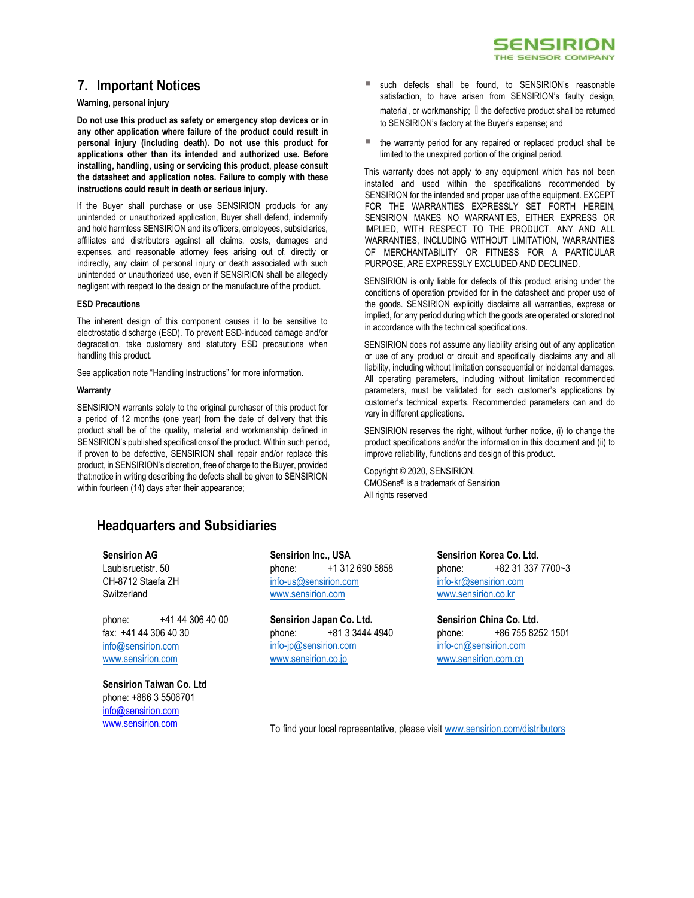## 7. Important Notices

**Warning, personal injury**

**Do not use this product as safety or emergency stop devices or in any other application where failure of the product could result in personal injury (including death). Do not use this product for applications other than its intended and authorized use. Before installing, handling, using or servicing this product, please consult the datasheet and application notes. Failure to comply with these instructions could result in death or serious injury.**

If the Buyer shall purchase or use SENSIRION products for any unintended or unauthorized application, Buyer shall defend, indemnify and hold harmless SENSIRION and its officers, employees, subsidiaries, affiliates and distributors against all claims, costs, damages and expenses, and reasonable attorney fees arising out of, directly or indirectly, any claim of personal injury or death associated with such unintended or unauthorized use, even if SENSIRION shall be allegedly negligent with respect to the design or the manufacture of the product.

**ESD Precautions**

The inherent design of this component causes it to be sensitive to electrostatic discharge (ESD). To prevent ESD-induced damage and/or degradation, take customary and statutory ESD precautions when handling this product.

See application note "Handling Instructions" for more information.

**Warranty**

SENSIRION warrants solely to the original purchaser of this product for a period of 12 months (one year) from the date of delivery that this product shall be of the quality, material and workmanship defined in SENSIRION's published specifications of the product. Within such period, if proven to be defective, SENSIRION shall repair and/or replace this product, in SENSIRION's discretion, free of charge to the Buyer, provided that:notice in writing describing the defects shall be given to SENSIRION within fourteen (14) days after their appearance;

- such defects shall be found, to SENSIRION's reasonable satisfaction, to have arisen from SENSIRION's faulty design, material, or workmanship;  the defective product shall be returned to SENSIRION's factory at the Buyer's expense; and
- the warranty period for any repaired or replaced product shall be limited to the unexpired portion of the original period.

This warranty does not apply to any equipment which has not been installed and used within the specifications recommended by SENSIRION for the intended and proper use of the equipment. EXCEPT FOR THE WARRANTIES EXPRESSLY SET FORTH HEREIN, SENSIRION MAKES NO WARRANTIES, EITHER EXPRESS OR IMPLIED, WITH RESPECT TO THE PRODUCT. ANY AND ALL WARRANTIES, INCLUDING WITHOUT LIMITATION, WARRANTIES OF MERCHANTABILITY OR FITNESS FOR A PARTICULAR PURPOSE, ARE EXPRESSLY EXCLUDED AND DECLINED.

SENSIRION is only liable for defects of this product arising under the conditions of operation provided for in the datasheet and proper use of the goods. SENSIRION explicitly disclaims all warranties, express or implied, for any period during which the goods are operated or stored not in accordance with the technical specifications.

SENSIRION does not assume any liability arising out of any application or use of any product or circuit and specifically disclaims any and all liability, including without limitation consequential or incidental damages. All operating parameters, including without limitation recommended parameters, must be validated for each customer's applications by customer's technical experts. Recommended parameters can and do vary in different applications.

SENSIRION reserves the right, without further notice, (i) to change the product specifications and/or the information in this document and (ii) to improve reliability, functions and design of this product.

Copyright © 2020, SENSIRION.
CMOSens® is a trademark of Sensirion
All rights reserved

## Headquarters and Subsidiaries

**Sensirion AG**
Laubisruetistr. 50
CH-8712 Staefa ZH
Switzerland

phone: +41 44 306 40 00
fax: +41 44 306 40 30
info@sensirion.com
www.sensirion.com

**Sensirion Taiwan Co. Ltd**
phone: +886 3 5506701
info@sensirion.com
www.sensirion.com

**Sensirion Inc., USA**
phone: +1 312 690 5858
info-us@sensirion.com
www.sensirion.com

**Sensirion Japan Co. Ltd.**
phone: +81 3 3444 4940
info-jp@sensirion.com
www.sensirion.co.jp

**Sensirion Korea Co. Ltd.**
phone: +82 31 337 7700~3
info-kr@sensirion.com
www.sensirion.co.kr

**Sensirion China Co. Ltd.**
phone: +86 755 8252 1501
info-cn@sensirion.com
www.sensirion.com.cn

To find your local representative, please visit www.sensirion.com/distributors